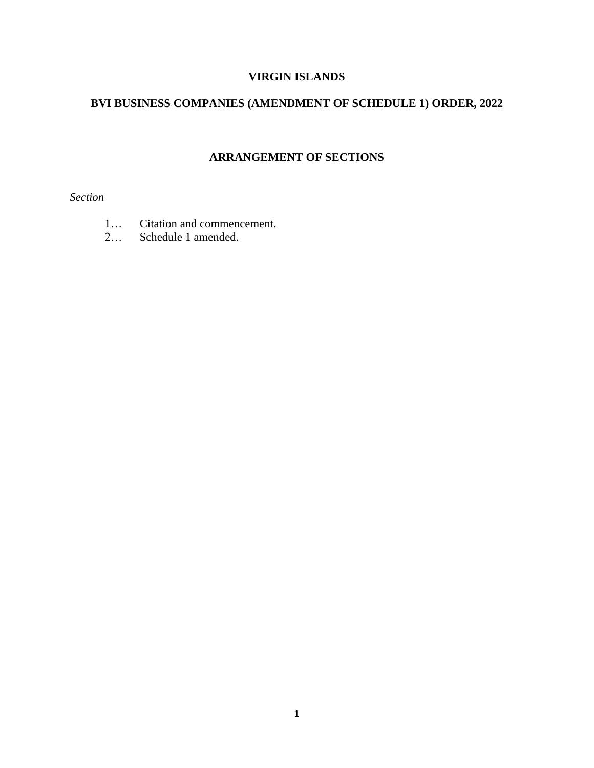**VIRGIN ISLANDS**

**BVI BUSINESS COMPANIES (AMENDMENT OF SCHEDULE 1) ORDER, 2022**

**ARRANGEMENT OF SECTIONS**

*Section*

1… Citation and commencement.
2… Schedule 1 amended.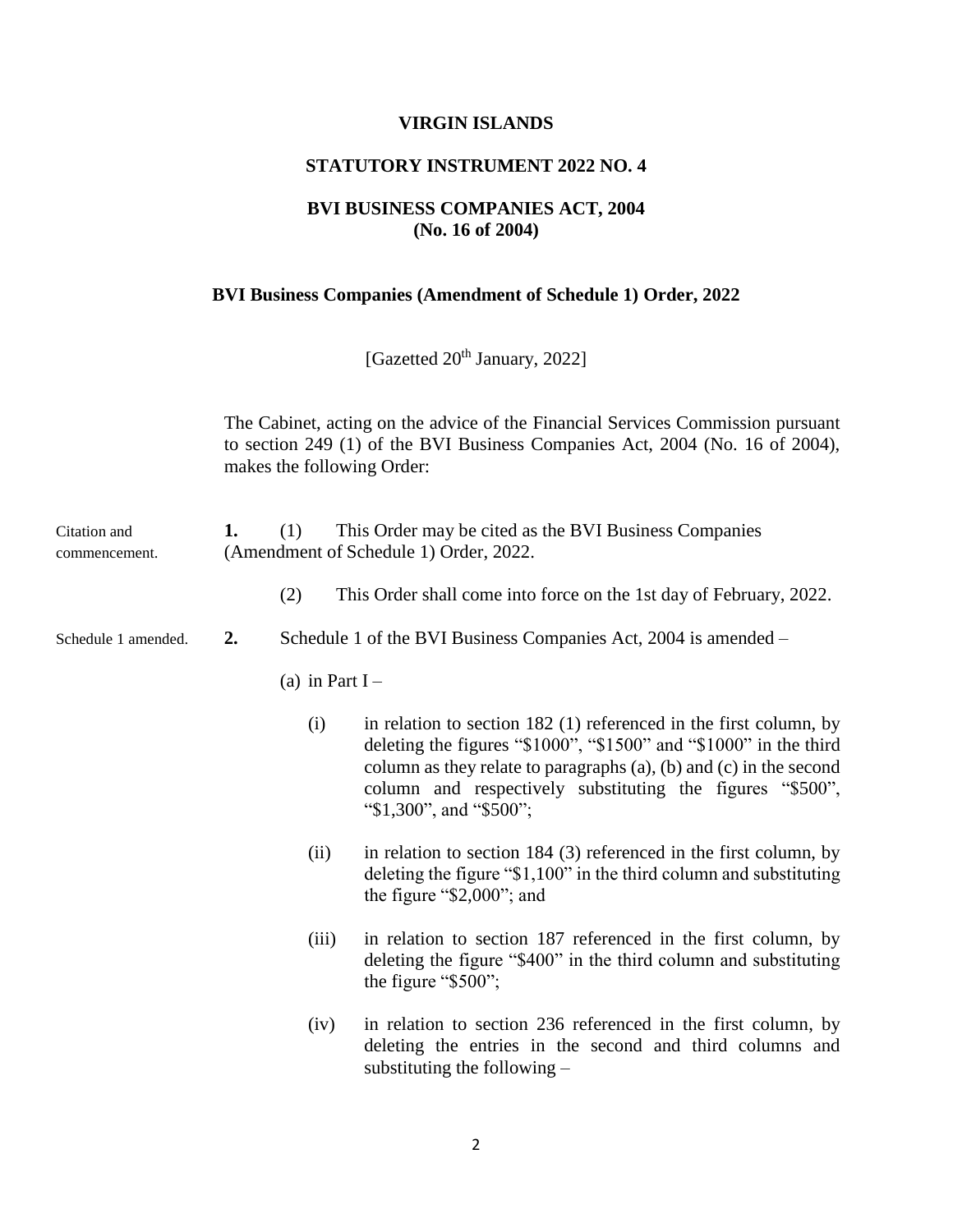**VIRGIN ISLANDS**

**STATUTORY INSTRUMENT 2022 NO. 4**

**BVI BUSINESS COMPANIES ACT, 2004**
**(No. 16 of 2004)**

**BVI Business Companies (Amendment of Schedule 1) Order, 2022**

[Gazetted 20th January, 2022]

The Cabinet, acting on the advice of the Financial Services Commission pursuant to section 249 (1) of the BVI Business Companies Act, 2004 (No. 16 of 2004), makes the following Order:

Citation and commencement.

**1.** (1) This Order may be cited as the BVI Business Companies (Amendment of Schedule 1) Order, 2022.

(2) This Order shall come into force on the 1st day of February, 2022.

Schedule 1 amended.

**2.** Schedule 1 of the BVI Business Companies Act, 2004 is amended –

(a) in Part I –

(i) in relation to section 182 (1) referenced in the first column, by deleting the figures "$1000", "$1500" and "$1000" in the third column as they relate to paragraphs (a), (b) and (c) in the second column and respectively substituting the figures "$500", "$1,300", and "$500";

(ii) in relation to section 184 (3) referenced in the first column, by deleting the figure "$1,100" in the third column and substituting the figure "$2,000"; and

(iii) in relation to section 187 referenced in the first column, by deleting the figure "$400" in the third column and substituting the figure "$500";

(iv) in relation to section 236 referenced in the first column, by deleting the entries in the second and third columns and substituting the following –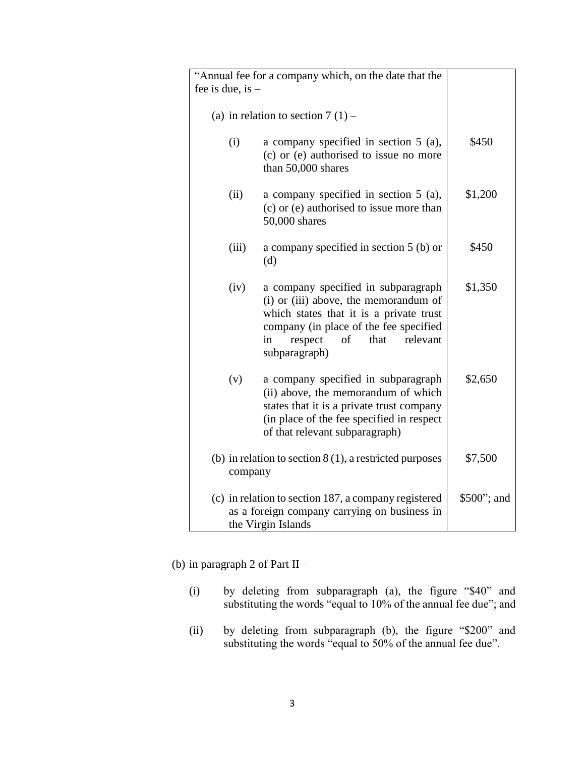| “Annual fee for a company which, on the date that the fee is due, is – | |
|---|---|
| (a) in relation to section 7 (1) – | |
| (i) a company specified in section 5 (a), (c) or (e) authorised to issue no more than 50,000 shares | \$450 |
| (ii) a company specified in section 5 (a), (c) or (e) authorised to issue more than 50,000 shares | \$1,200 |
| (iii) a company specified in section 5 (b) or (d) | \$450 |
| (iv) a company specified in subparagraph (i) or (iii) above, the memorandum of which states that it is a private trust company (in place of the fee specified in respect of that relevant subparagraph) | \$1,350 |
| (v) a company specified in subparagraph (ii) above, the memorandum of which states that it is a private trust company (in place of the fee specified in respect of that relevant subparagraph) | \$2,650 |
| (b) in relation to section 8 (1), a restricted purposes company | \$7,500 |
| (c) in relation to section 187, a company registered as a foreign company carrying on business in the Virgin Islands | \$500”; and |

(b) in paragraph 2 of Part II –

(i) by deleting from subparagraph (a), the figure “\$40” and substituting the words “equal to 10% of the annual fee due”; and

(ii) by deleting from subparagraph (b), the figure “\$200” and substituting the words “equal to 50% of the annual fee due”.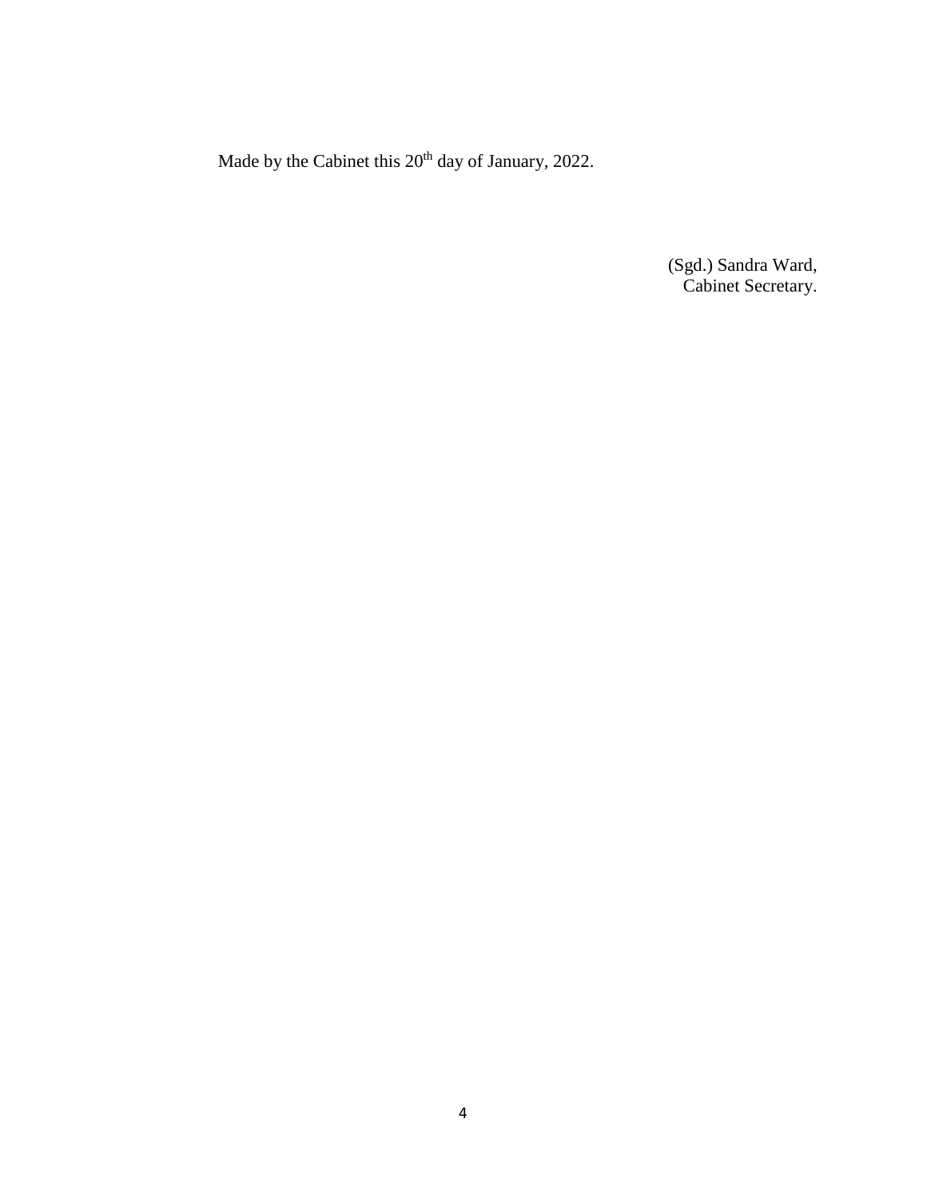Made by the Cabinet this 20th day of January, 2022.

(Sgd.) Sandra Ward,
Cabinet Secretary.